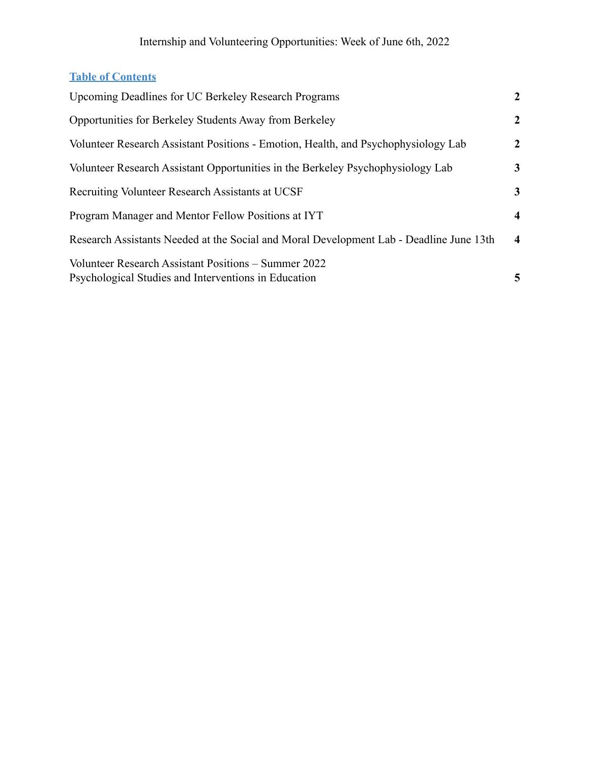Internship and Volunteering Opportunities: Week of June 6th, 2022

## Table of Contents

| | |
|---|---|
| Upcoming Deadlines for UC Berkeley Research Programs | **2** |
| Opportunities for Berkeley Students Away from Berkeley | **2** |
| Volunteer Research Assistant Positions - Emotion, Health, and Psychophysiology Lab | **2** |
| Volunteer Research Assistant Opportunities in the Berkeley Psychophysiology Lab | **3** |
| Recruiting Volunteer Research Assistants at UCSF | **3** |
| Program Manager and Mentor Fellow Positions at IYT | **4** |
| Research Assistants Needed at the Social and Moral Development Lab - Deadline June 13th | **4** |
| Volunteer Research Assistant Positions – Summer 2022 Psychological Studies and Interventions in Education | **5** |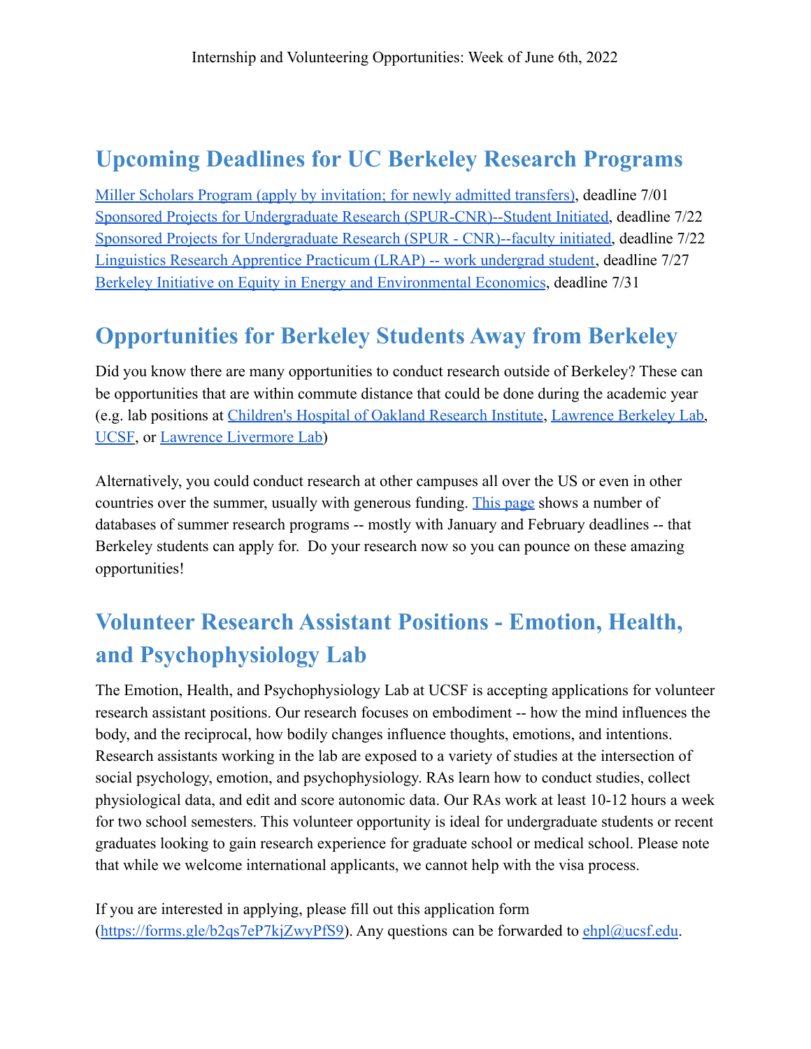Internship and Volunteering Opportunities: Week of June 6th, 2022

## Upcoming Deadlines for UC Berkeley Research Programs

Miller Scholars Program (apply by invitation; for newly admitted transfers), deadline 7/01
Sponsored Projects for Undergraduate Research (SPUR-CNR)--Student Initiated, deadline 7/22
Sponsored Projects for Undergraduate Research (SPUR - CNR)--faculty initiated, deadline 7/22
Linguistics Research Apprentice Practicum (LRAP) -- work undergrad student, deadline 7/27
Berkeley Initiative on Equity in Energy and Environmental Economics, deadline 7/31

## Opportunities for Berkeley Students Away from Berkeley

Did you know there are many opportunities to conduct research outside of Berkeley? These can be opportunities that are within commute distance that could be done during the academic year (e.g. lab positions at Children's Hospital of Oakland Research Institute, Lawrence Berkeley Lab, UCSF, or Lawrence Livermore Lab)

Alternatively, you could conduct research at other campuses all over the US or even in other countries over the summer, usually with generous funding. This page shows a number of databases of summer research programs -- mostly with January and February deadlines -- that Berkeley students can apply for. Do your research now so you can pounce on these amazing opportunities!

## Volunteer Research Assistant Positions - Emotion, Health, and Psychophysiology Lab

The Emotion, Health, and Psychophysiology Lab at UCSF is accepting applications for volunteer research assistant positions. Our research focuses on embodiment -- how the mind influences the body, and the reciprocal, how bodily changes influence thoughts, emotions, and intentions. Research assistants working in the lab are exposed to a variety of studies at the intersection of social psychology, emotion, and psychophysiology. RAs learn how to conduct studies, collect physiological data, and edit and score autonomic data. Our RAs work at least 10-12 hours a week for two school semesters. This volunteer opportunity is ideal for undergraduate students or recent graduates looking to gain research experience for graduate school or medical school. Please note that while we welcome international applicants, we cannot help with the visa process.

If you are interested in applying, please fill out this application form (https://forms.gle/b2qs7eP7kjZwyPfS9). Any questions can be forwarded to ehpl@ucsf.edu.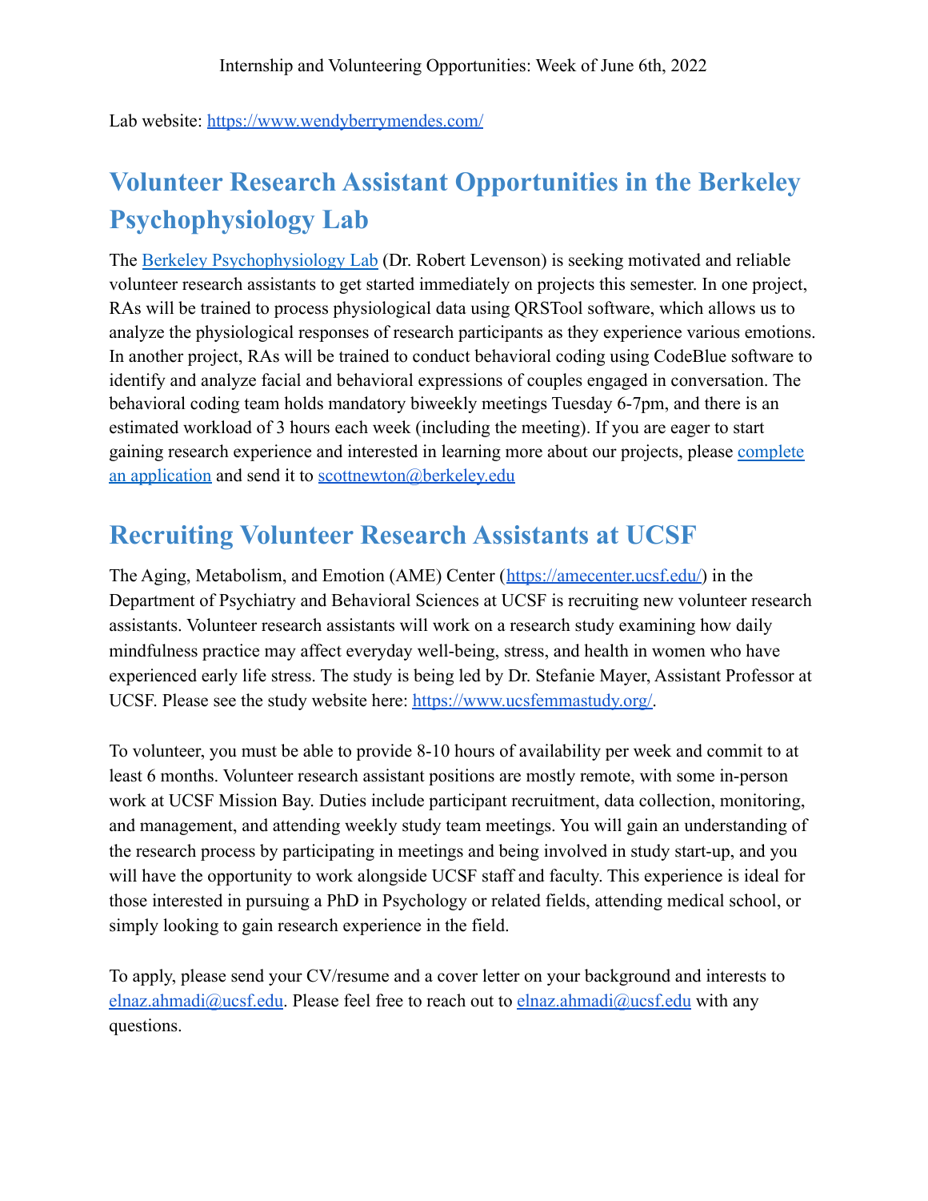Lab website: [https://www.wendyberrymendes.com/](https://www.wendyberrymendes.com/)

## Volunteer Research Assistant Opportunities in the Berkeley Psychophysiology Lab

The [Berkeley Psychophysiology Lab](#) (Dr. Robert Levenson) is seeking motivated and reliable volunteer research assistants to get started immediately on projects this semester. In one project, RAs will be trained to process physiological data using QRSTool software, which allows us to analyze the physiological responses of research participants as they experience various emotions. In another project, RAs will be trained to conduct behavioral coding using CodeBlue software to identify and analyze facial and behavioral expressions of couples engaged in conversation. The behavioral coding team holds mandatory biweekly meetings Tuesday 6-7pm, and there is an estimated workload of 3 hours each week (including the meeting). If you are eager to start gaining research experience and interested in learning more about our projects, please [complete an application](#) and send it to [scottnewton@berkeley.edu](mailto:scottnewton@berkeley.edu)

## Recruiting Volunteer Research Assistants at UCSF

The Aging, Metabolism, and Emotion (AME) Center ([https://amecenter.ucsf.edu/](https://amecenter.ucsf.edu/)) in the Department of Psychiatry and Behavioral Sciences at UCSF is recruiting new volunteer research assistants. Volunteer research assistants will work on a research study examining how daily mindfulness practice may affect everyday well-being, stress, and health in women who have experienced early life stress. The study is being led by Dr. Stefanie Mayer, Assistant Professor at UCSF. Please see the study website here: [https://www.ucsfemmastudy.org/](https://www.ucsfemmastudy.org/).

To volunteer, you must be able to provide 8-10 hours of availability per week and commit to at least 6 months. Volunteer research assistant positions are mostly remote, with some in-person work at UCSF Mission Bay. Duties include participant recruitment, data collection, monitoring, and management, and attending weekly study team meetings. You will gain an understanding of the research process by participating in meetings and being involved in study start-up, and you will have the opportunity to work alongside UCSF staff and faculty. This experience is ideal for those interested in pursuing a PhD in Psychology or related fields, attending medical school, or simply looking to gain research experience in the field.

To apply, please send your CV/resume and a cover letter on your background and interests to [elnaz.ahmadi@ucsf.edu](mailto:elnaz.ahmadi@ucsf.edu). Please feel free to reach out to [elnaz.ahmadi@ucsf.edu](mailto:elnaz.ahmadi@ucsf.edu) with any questions.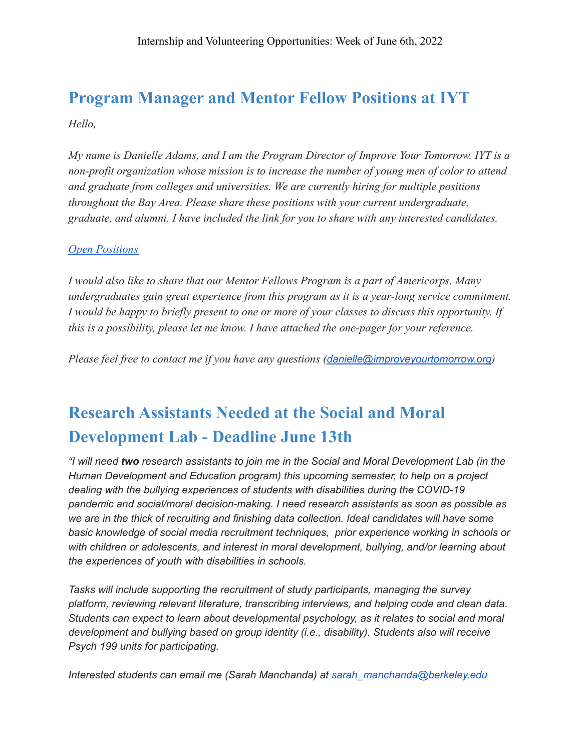Internship and Volunteering Opportunities: Week of June 6th, 2022

## Program Manager and Mentor Fellow Positions at IYT

*Hello,*

*My name is Danielle Adams, and I am the Program Director of Improve Your Tomorrow. IYT is a non-profit organization whose mission is to increase the number of young men of color to attend and graduate from colleges and universities. We are currently hiring for multiple positions throughout the Bay Area. Please share these positions with your current undergraduate, graduate, and alumni. I have included the link for you to share with any interested candidates.*

*Open Positions*

*I would also like to share that our Mentor Fellows Program is a part of Americorps. Many undergraduates gain great experience from this program as it is a year-long service commitment. I would be happy to briefly present to one or more of your classes to discuss this opportunity. If this is a possibility, please let me know. I have attached the one-pager for your reference.*

*Please feel free to contact me if you have any questions (danielle@improveyourtomorrow.org)*

## Research Assistants Needed at the Social and Moral Development Lab - Deadline June 13th

*"I will need **two** research assistants to join me in the Social and Moral Development Lab (in the Human Development and Education program) this upcoming semester, to help on a project dealing with the bullying experiences of students with disabilities during the COVID-19 pandemic and social/moral decision-making. I need research assistants as soon as possible as we are in the thick of recruiting and finishing data collection. Ideal candidates will have some basic knowledge of social media recruitment techniques, prior experience working in schools or with children or adolescents, and interest in moral development, bullying, and/or learning about the experiences of youth with disabilities in schools.*

*Tasks will include supporting the recruitment of study participants, managing the survey platform, reviewing relevant literature, transcribing interviews, and helping code and clean data. Students can expect to learn about developmental psychology, as it relates to social and moral development and bullying based on group identity (i.e., disability). Students also will receive Psych 199 units for participating.*

*Interested students can email me (Sarah Manchanda) at sarah_manchanda@berkeley.edu*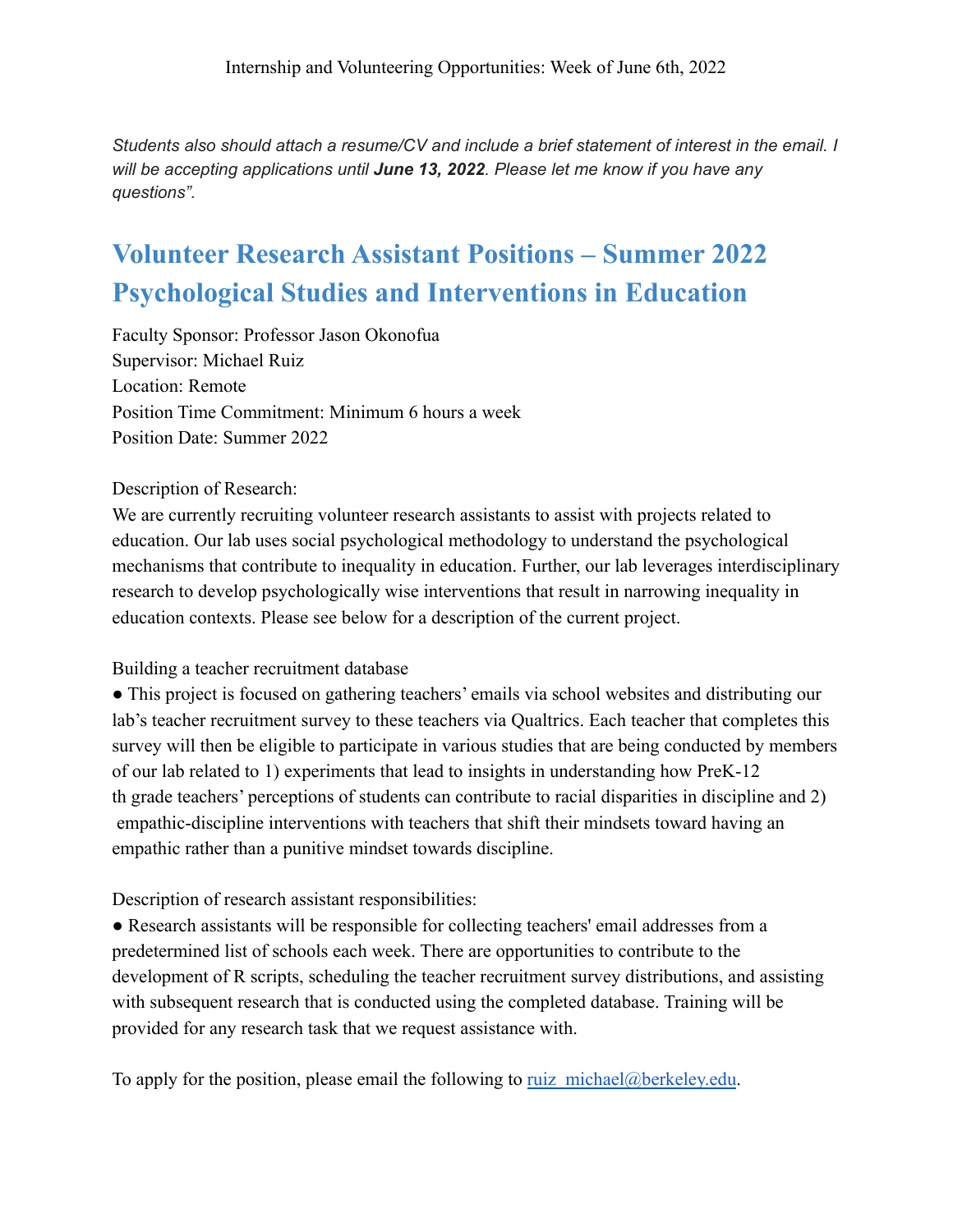*Students also should attach a resume/CV and include a brief statement of interest in the email. I will be accepting applications until* ***June 13, 2022****. Please let me know if you have any questions".*

## Volunteer Research Assistant Positions – Summer 2022 Psychological Studies and Interventions in Education

Faculty Sponsor: Professor Jason Okonofua
Supervisor: Michael Ruiz
Location: Remote
Position Time Commitment: Minimum 6 hours a week
Position Date: Summer 2022

Description of Research:
We are currently recruiting volunteer research assistants to assist with projects related to education. Our lab uses social psychological methodology to understand the psychological mechanisms that contribute to inequality in education. Further, our lab leverages interdisciplinary research to develop psychologically wise interventions that result in narrowing inequality in education contexts. Please see below for a description of the current project.

Building a teacher recruitment database

- This project is focused on gathering teachers' emails via school websites and distributing our lab's teacher recruitment survey to these teachers via Qualtrics. Each teacher that completes this survey will then be eligible to participate in various studies that are being conducted by members of our lab related to 1) experiments that lead to insights in understanding how PreK-12th grade teachers' perceptions of students can contribute to racial disparities in discipline and 2) empathic-discipline interventions with teachers that shift their mindsets toward having an empathic rather than a punitive mindset towards discipline.

Description of research assistant responsibilities:

- Research assistants will be responsible for collecting teachers' email addresses from a predetermined list of schools each week. There are opportunities to contribute to the development of R scripts, scheduling the teacher recruitment survey distributions, and assisting with subsequent research that is conducted using the completed database. Training will be provided for any research task that we request assistance with.

To apply for the position, please email the following to ruiz_michael@berkeley.edu.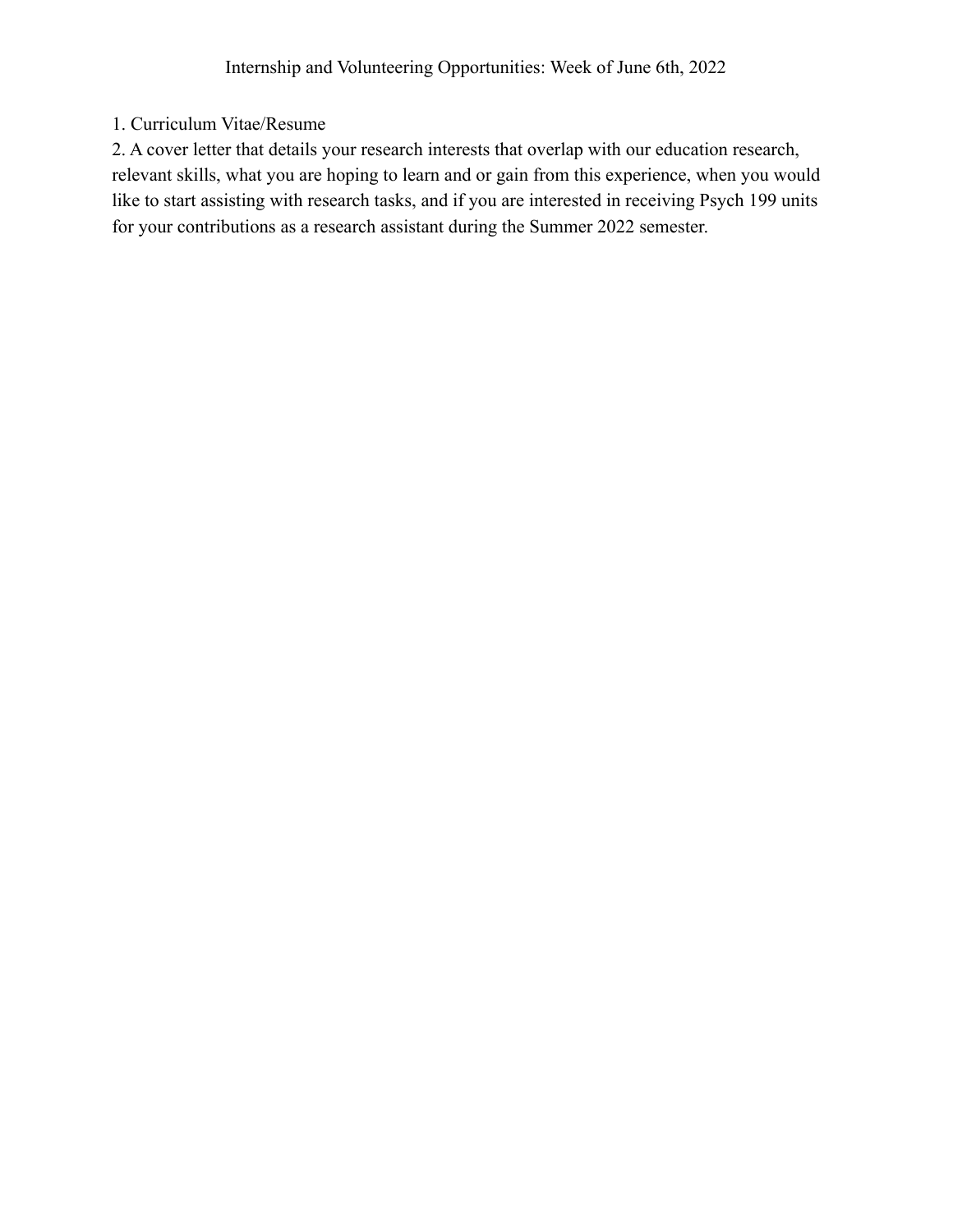1. Curriculum Vitae/Resume
2. A cover letter that details your research interests that overlap with our education research, relevant skills, what you are hoping to learn and or gain from this experience, when you would like to start assisting with research tasks, and if you are interested in receiving Psych 199 units for your contributions as a research assistant during the Summer 2022 semester.